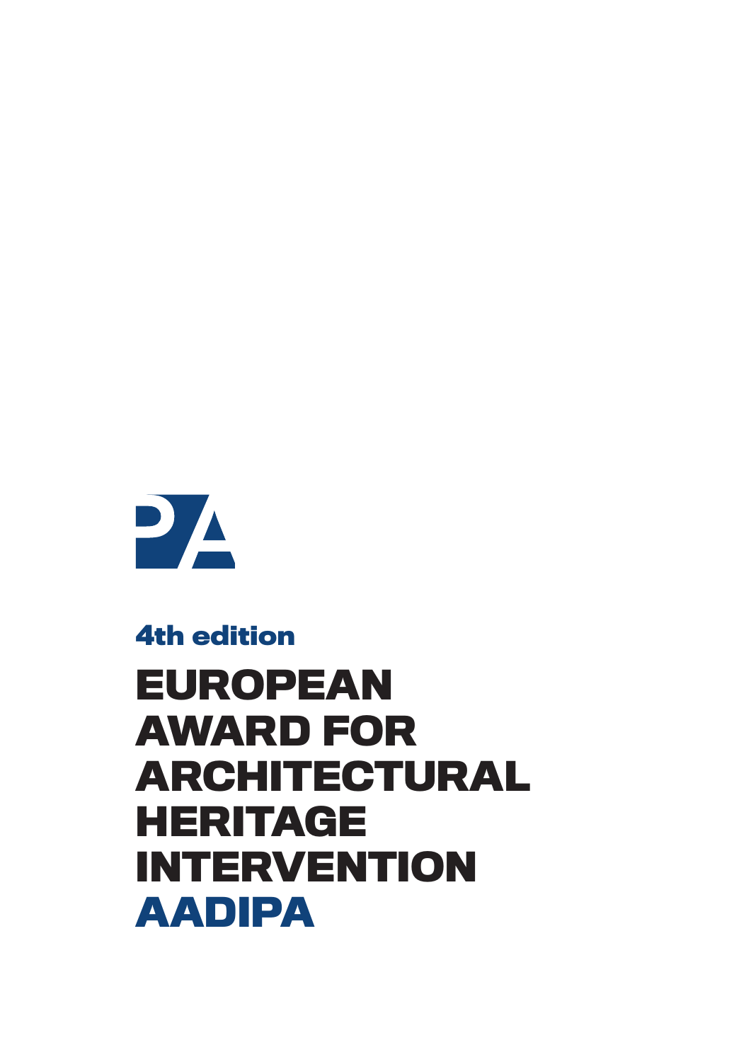4th edition

# EUROPEAN AWARD FOR ARCHITECTURAL HERITAGE INTERVENTION AADIPA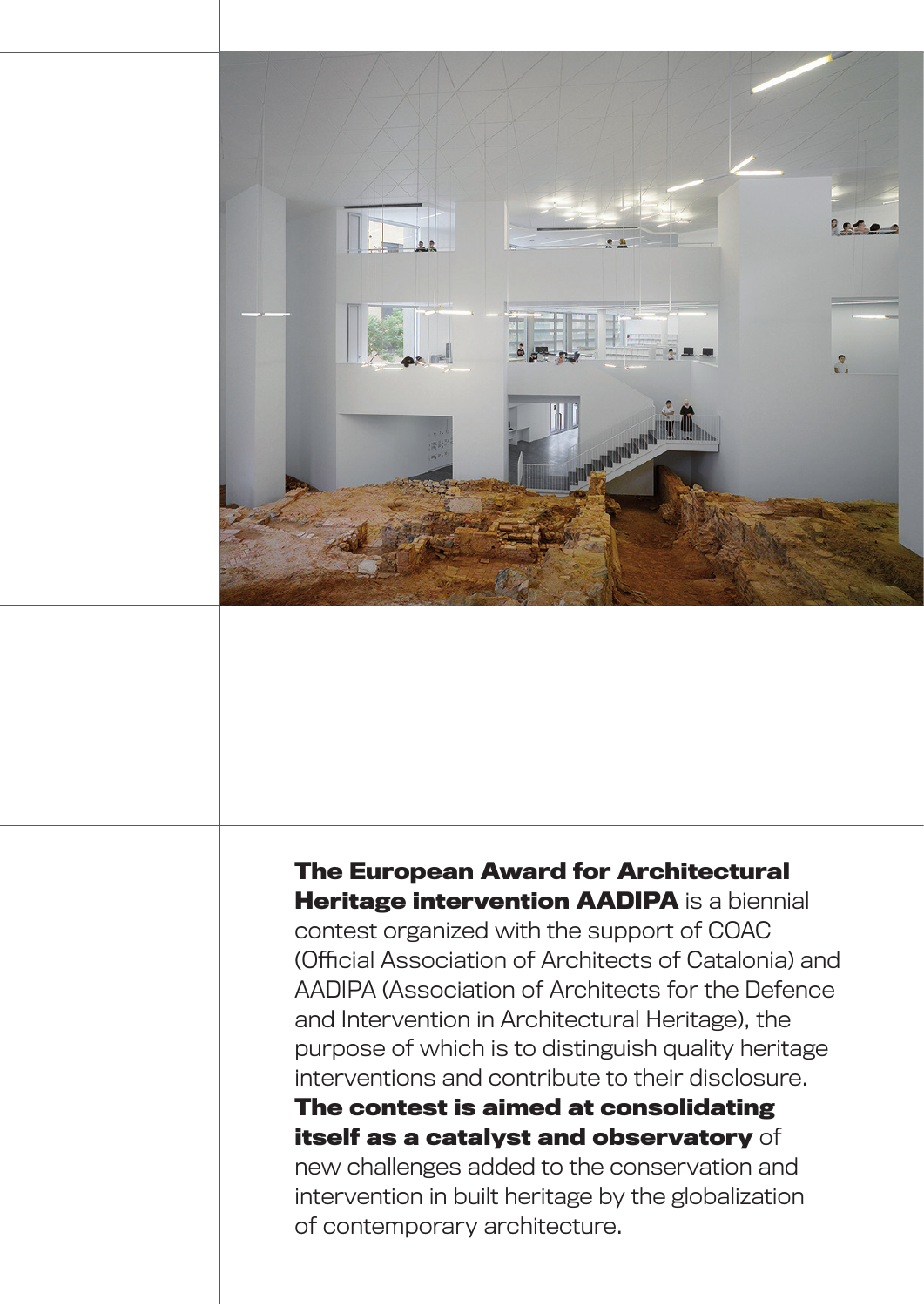**The European Award for Architectural Heritage intervention AADIPA** is a biennial contest organized with the support of COAC (Official Association of Architects of Catalonia) and AADIPA (Association of Architects for the Defence and Intervention in Architectural Heritage), the purpose of which is to distinguish quality heritage interventions and contribute to their disclosure. **The contest is aimed at consolidating itself as a catalyst and observatory** of new challenges added to the conservation and intervention in built heritage by the globalization of contemporary architecture.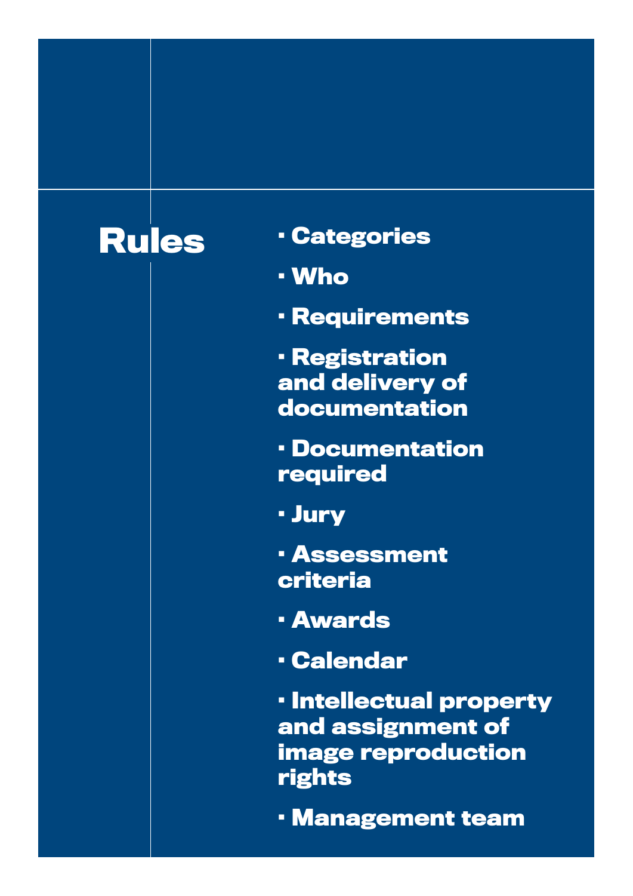# Rules

- Categories
- Who
- Requirements
- Registration and delivery of documentation
- Documentation required
- Jury
- Assessment criteria
- Awards
- Calendar
- Intellectual property and assignment of image reproduction rights
- Management team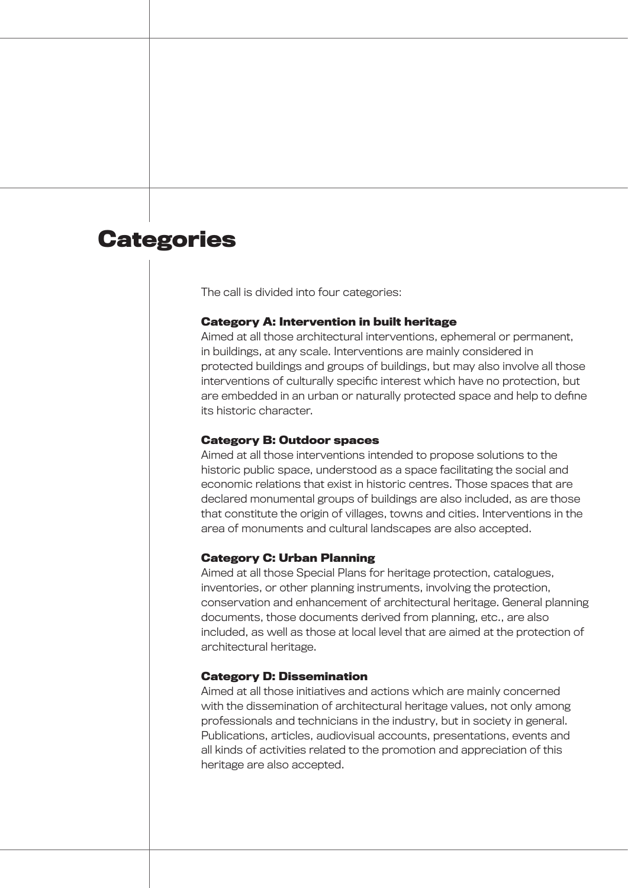# Categories

The call is divided into four categories:

**Category A: Intervention in built heritage**
Aimed at all those architectural interventions, ephemeral or permanent, in buildings, at any scale. Interventions are mainly considered in protected buildings and groups of buildings, but may also involve all those interventions of culturally specific interest which have no protection, but are embedded in an urban or naturally protected space and help to define its historic character.

**Category B: Outdoor spaces**
Aimed at all those interventions intended to propose solutions to the historic public space, understood as a space facilitating the social and economic relations that exist in historic centres. Those spaces that are declared monumental groups of buildings are also included, as are those that constitute the origin of villages, towns and cities. Interventions in the area of monuments and cultural landscapes are also accepted.

**Category C: Urban Planning**
Aimed at all those Special Plans for heritage protection, catalogues, inventories, or other planning instruments, involving the protection, conservation and enhancement of architectural heritage. General planning documents, those documents derived from planning, etc., are also included, as well as those at local level that are aimed at the protection of architectural heritage.

**Category D: Dissemination**
Aimed at all those initiatives and actions which are mainly concerned with the dissemination of architectural heritage values, not only among professionals and technicians in the industry, but in society in general. Publications, articles, audiovisual accounts, presentations, events and all kinds of activities related to the promotion and appreciation of this heritage are also accepted.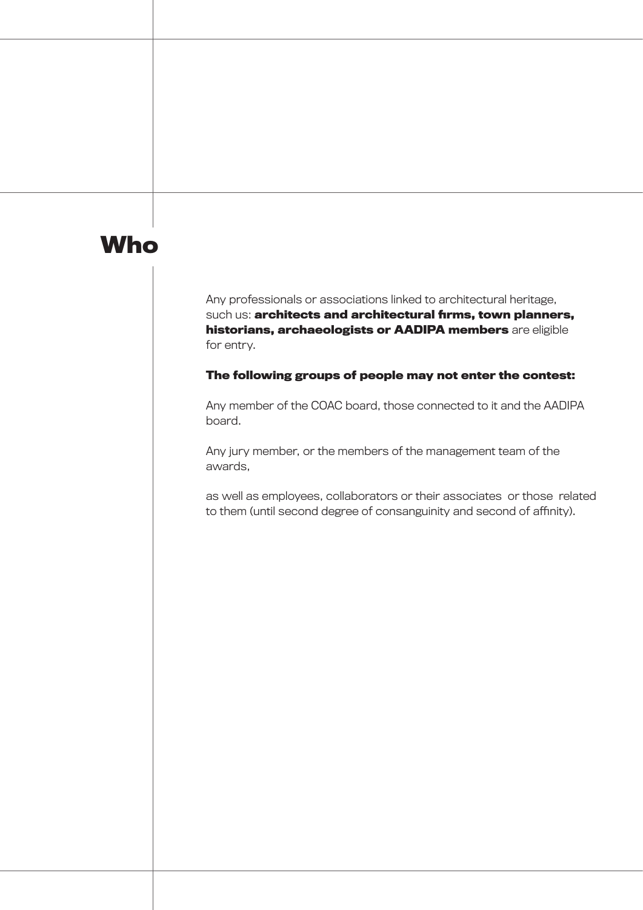# Who

Any professionals or associations linked to architectural heritage, such us: **architects and architectural firms, town planners, historians, archaeologists or AADIPA members** are eligible for entry.

**The following groups of people may not enter the contest:**

Any member of the COAC board, those connected to it and the AADIPA board.

Any jury member, or the members of the management team of the awards,

as well as employees, collaborators or their associates or those related to them (until second degree of consanguinity and second of affinity).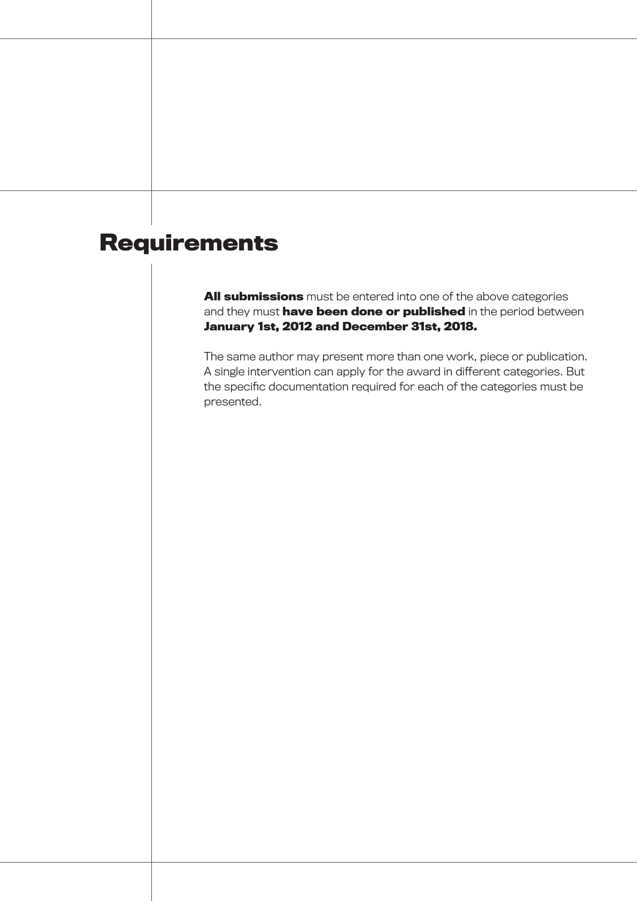# Requirements

**All submissions** must be entered into one of the above categories and they must **have been done or published** in the period between **January 1st, 2012 and December 31st, 2018.**

The same author may present more than one work, piece or publication. A single intervention can apply for the award in different categories. But the specific documentation required for each of the categories must be presented.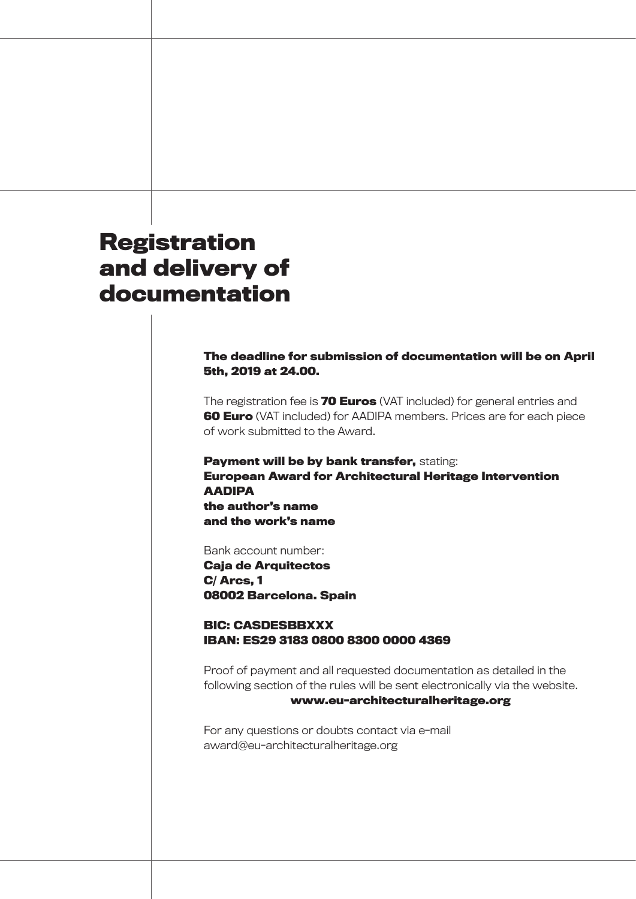# Registration and delivery of documentation

**The deadline for submission of documentation will be on April 5th, 2019 at 24.00.**

The registration fee is **70 Euros** (VAT included) for general entries and **60 Euro** (VAT included) for AADIPA members. Prices are for each piece of work submitted to the Award.

**Payment will be by bank transfer,** stating:
**European Award for Architectural Heritage Intervention**
**AADIPA**
**the author's name**
**and the work's name**

Bank account number:
**Caja de Arquitectos**
**C/ Arcs, 1**
**08002 Barcelona. Spain**

**BIC: CASDESBBXXX**
**IBAN: ES29 3183 0800 8300 0000 4369**

Proof of payment and all requested documentation as detailed in the following section of the rules will be sent electronically via the website.
**www.eu-architecturalheritage.org**

For any questions or doubts contact via e-mail
award@eu-architecturalheritage.org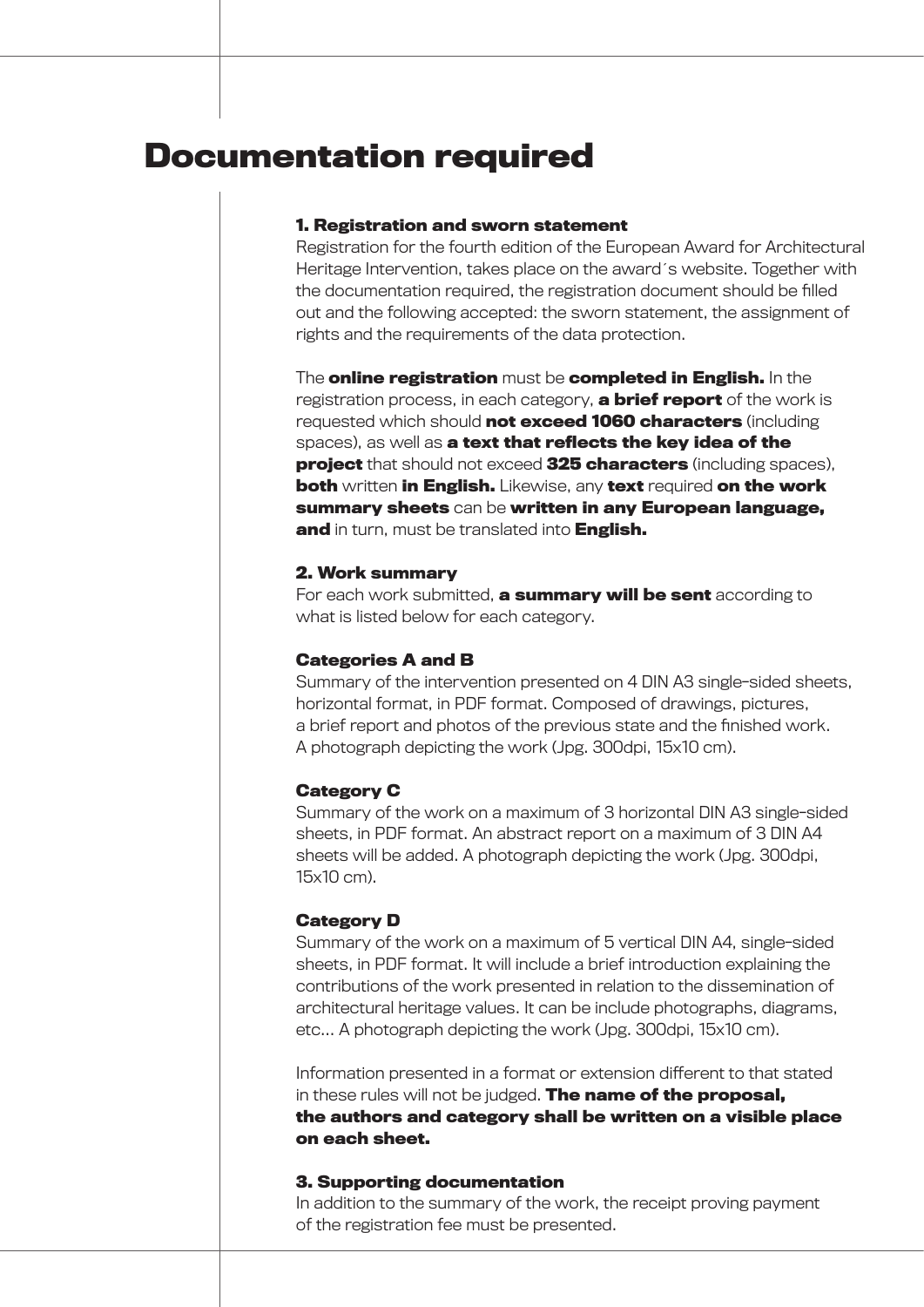# Documentation required

### 1. Registration and sworn statement

Registration for the fourth edition of the European Award for Architectural Heritage Intervention, takes place on the award´s website. Together with the documentation required, the registration document should be filled out and the following accepted: the sworn statement, the assignment of rights and the requirements of the data protection.

The **online registration** must be **completed in English.** In the registration process, in each category, **a brief report** of the work is requested which should **not exceed 1060 characters** (including spaces), as well as **a text that reflects the key idea of the project** that should not exceed **325 characters** (including spaces), **both** written **in English.** Likewise, any **text** required **on the work summary sheets** can be **written in any European language, and** in turn, must be translated into **English.**

### 2. Work summary

For each work submitted, **a summary will be sent** according to what is listed below for each category.

**Categories A and B**

Summary of the intervention presented on 4 DIN A3 single-sided sheets, horizontal format, in PDF format. Composed of drawings, pictures, a brief report and photos of the previous state and the finished work. A photograph depicting the work (Jpg. 300dpi, 15x10 cm).

**Category C**

Summary of the work on a maximum of 3 horizontal DIN A3 single-sided sheets, in PDF format. An abstract report on a maximum of 3 DIN A4 sheets will be added. A photograph depicting the work (Jpg. 300dpi, 15x10 cm).

**Category D**

Summary of the work on a maximum of 5 vertical DIN A4, single-sided sheets, in PDF format. It will include a brief introduction explaining the contributions of the work presented in relation to the dissemination of architectural heritage values. It can be include photographs, diagrams, etc... A photograph depicting the work (Jpg. 300dpi, 15x10 cm).

Information presented in a format or extension different to that stated in these rules will not be judged. **The name of the proposal, the authors and category shall be written on a visible place on each sheet.**

### 3. Supporting documentation

In addition to the summary of the work, the receipt proving payment of the registration fee must be presented.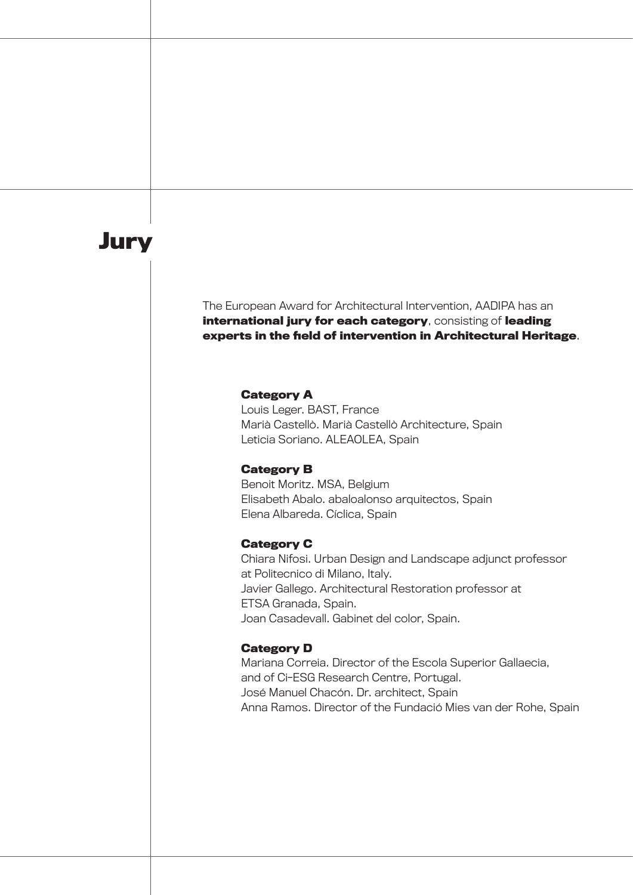# Jury

The European Award for Architectural Intervention, AADIPA has an **international jury for each category**, consisting of **leading experts in the field of intervention in Architectural Heritage**.

**Category A**
Louis Leger. BAST, France
Marià Castellò. Marià Castellò Architecture, Spain
Leticia Soriano. ALEAOLEA, Spain

**Category B**
Benoit Moritz. MSA, Belgium
Elisabeth Abalo. abaloalonso arquitectos, Spain
Elena Albareda. Cíclica, Spain

**Category C**
Chiara Nifosi. Urban Design and Landscape adjunct professor at Politecnico di Milano, Italy.
Javier Gallego. Architectural Restoration professor at ETSA Granada, Spain.
Joan Casadevall. Gabinet del color, Spain.

**Category D**
Mariana Correia. Director of the Escola Superior Gallaecia, and of Ci-ESG Research Centre, Portugal.
José Manuel Chacón. Dr. architect, Spain
Anna Ramos. Director of the Fundació Mies van der Rohe, Spain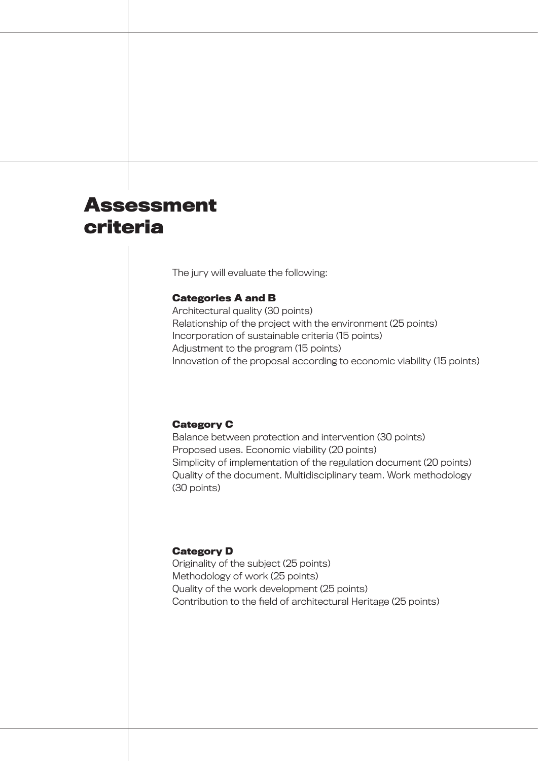# Assessment criteria

The jury will evaluate the following:

**Categories A and B**

Architectural quality (30 points)
Relationship of the project with the environment (25 points)
Incorporation of sustainable criteria (15 points)
Adjustment to the program (15 points)
Innovation of the proposal according to economic viability (15 points)

**Category C**

Balance between protection and intervention (30 points)
Proposed uses. Economic viability (20 points)
Simplicity of implementation of the regulation document (20 points)
Quality of the document. Multidisciplinary team. Work methodology (30 points)

**Category D**

Originality of the subject (25 points)
Methodology of work (25 points)
Quality of the work development (25 points)
Contribution to the field of architectural Heritage (25 points)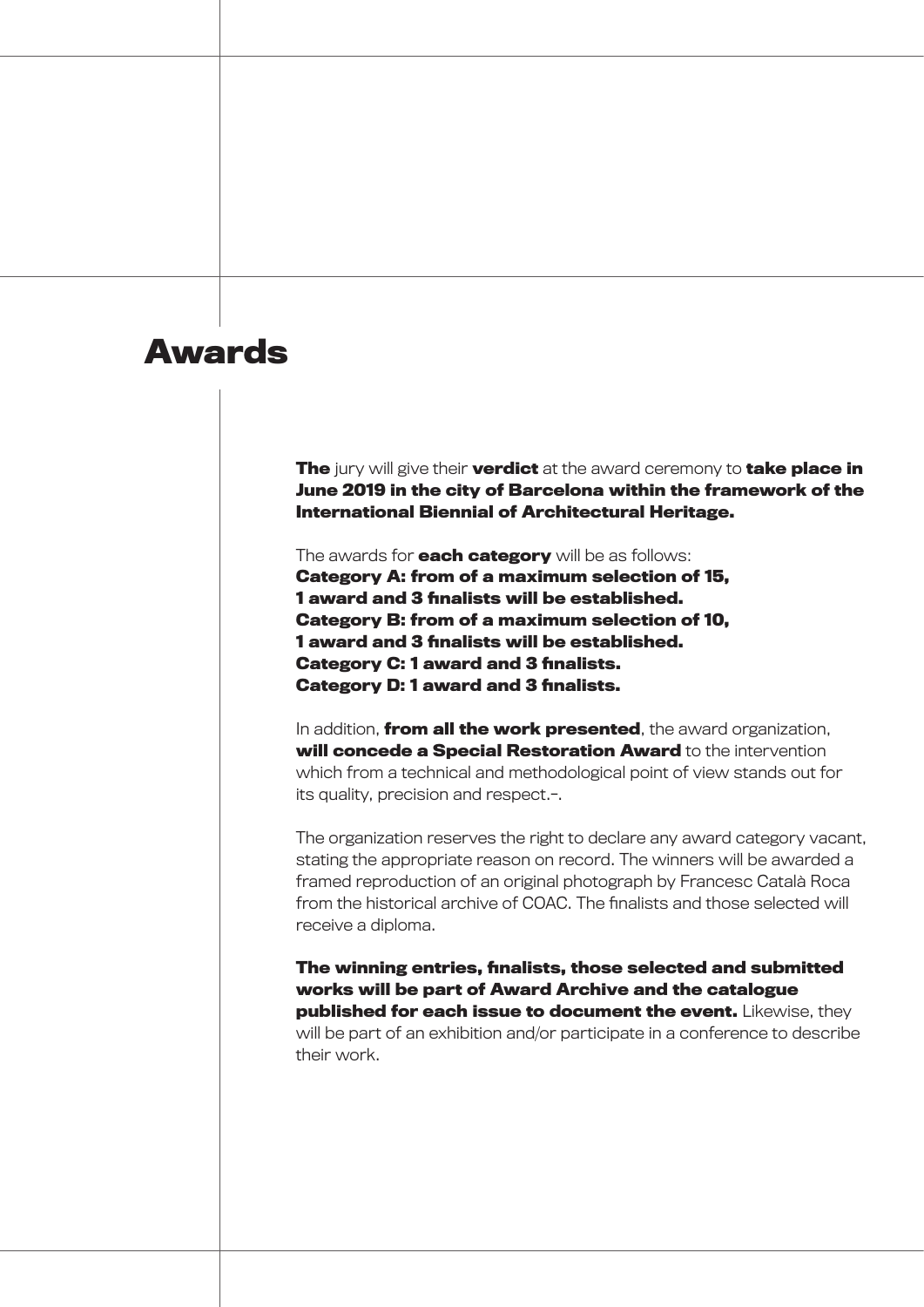# Awards

**The** jury will give their **verdict** at the award ceremony to **take place in June 2019 in the city of Barcelona within the framework of the International Biennial of Architectural Heritage.**

The awards for **each category** will be as follows:
**Category A: from of a maximum selection of 15, 1 award and 3 finalists will be established.**
**Category B: from of a maximum selection of 10, 1 award and 3 finalists will be established.**
**Category C: 1 award and 3 finalists.**
**Category D: 1 award and 3 finalists.**

In addition, **from all the work presented**, the award organization, **will concede a Special Restoration Award** to the intervention which from a technical and methodological point of view stands out for its quality, precision and respect.-.

The organization reserves the right to declare any award category vacant, stating the appropriate reason on record. The winners will be awarded a framed reproduction of an original photograph by Francesc Català Roca from the historical archive of COAC. The finalists and those selected will receive a diploma.

**The winning entries, finalists, those selected and submitted works will be part of Award Archive and the catalogue published for each issue to document the event.** Likewise, they will be part of an exhibition and/or participate in a conference to describe their work.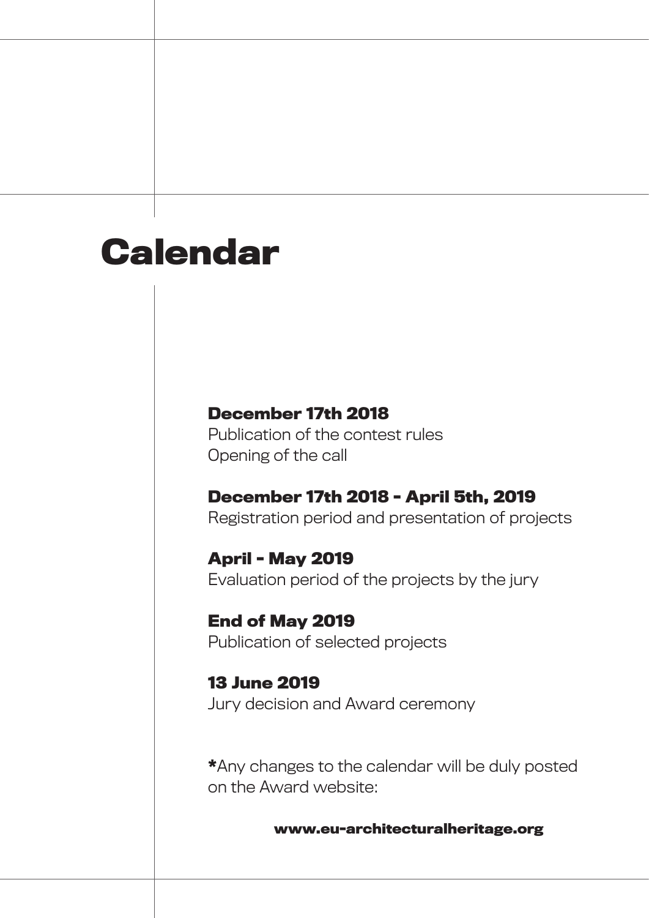# Calendar

**December 17th 2018**
Publication of the contest rules
Opening of the call

**December 17th 2018 - April 5th, 2019**
Registration period and presentation of projects

**April - May 2019**
Evaluation period of the projects by the jury

**End of May 2019**
Publication of selected projects

**13 June 2019**
Jury decision and Award ceremony

***Any changes to the calendar will be duly posted on the Award website:**

**www.eu-architecturalheritage.org**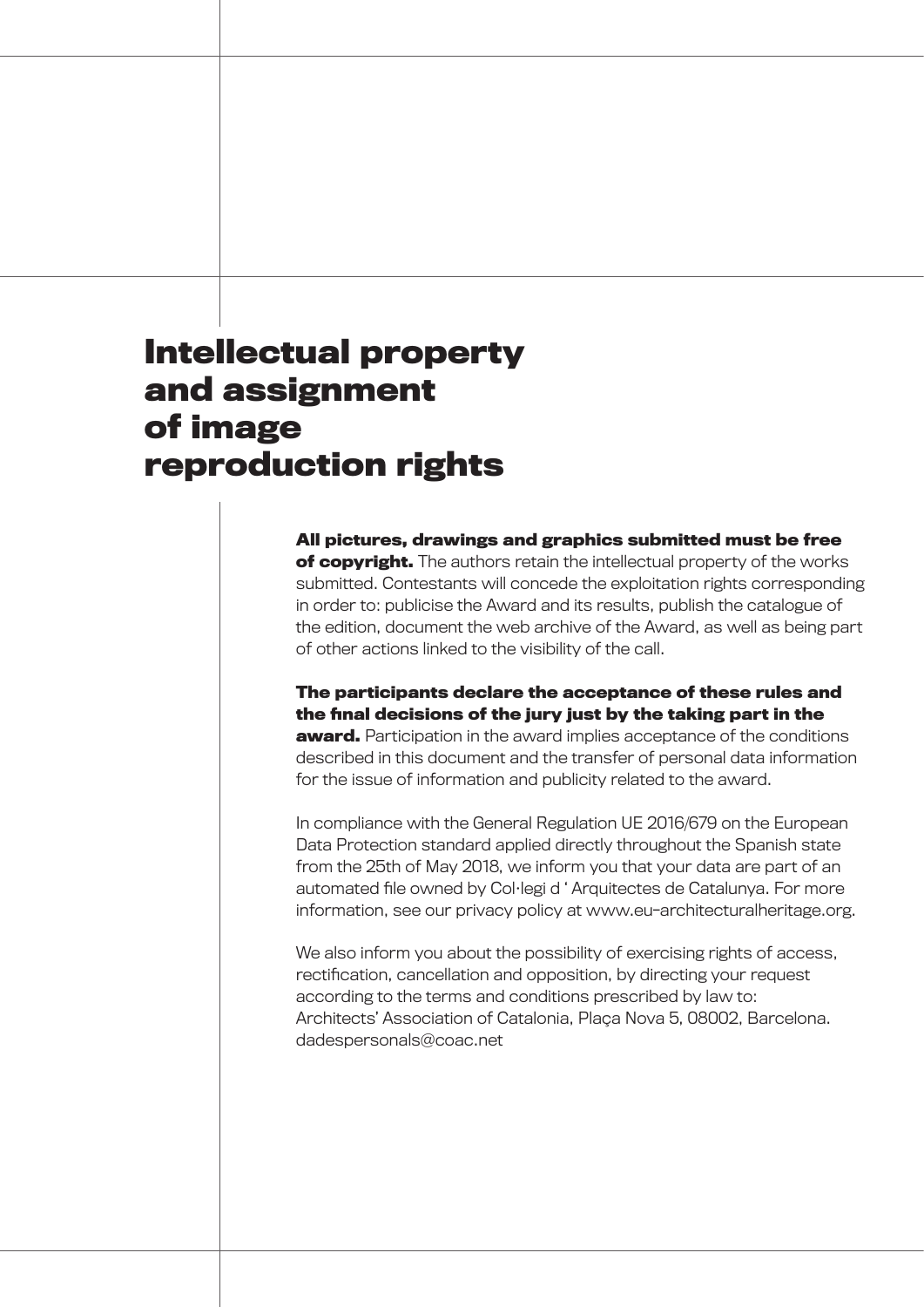# Intellectual property and assignment of image reproduction rights

**All pictures, drawings and graphics submitted must be free of copyright.** The authors retain the intellectual property of the works submitted. Contestants will concede the exploitation rights corresponding in order to: publicise the Award and its results, publish the catalogue of the edition, document the web archive of the Award, as well as being part of other actions linked to the visibility of the call.

**The participants declare the acceptance of these rules and the final decisions of the jury just by the taking part in the award.** Participation in the award implies acceptance of the conditions described in this document and the transfer of personal data information for the issue of information and publicity related to the award.

In compliance with the General Regulation UE 2016/679 on the European Data Protection standard applied directly throughout the Spanish state from the 25th of May 2018, we inform you that your data are part of an automated file owned by Col·legi d ' Arquitectes de Catalunya. For more information, see our privacy policy at www.eu-architecturalheritage.org.

We also inform you about the possibility of exercising rights of access, rectification, cancellation and opposition, by directing your request according to the terms and conditions prescribed by law to:
Architects' Association of Catalonia, Plaça Nova 5, 08002, Barcelona.
dadespersonals@coac.net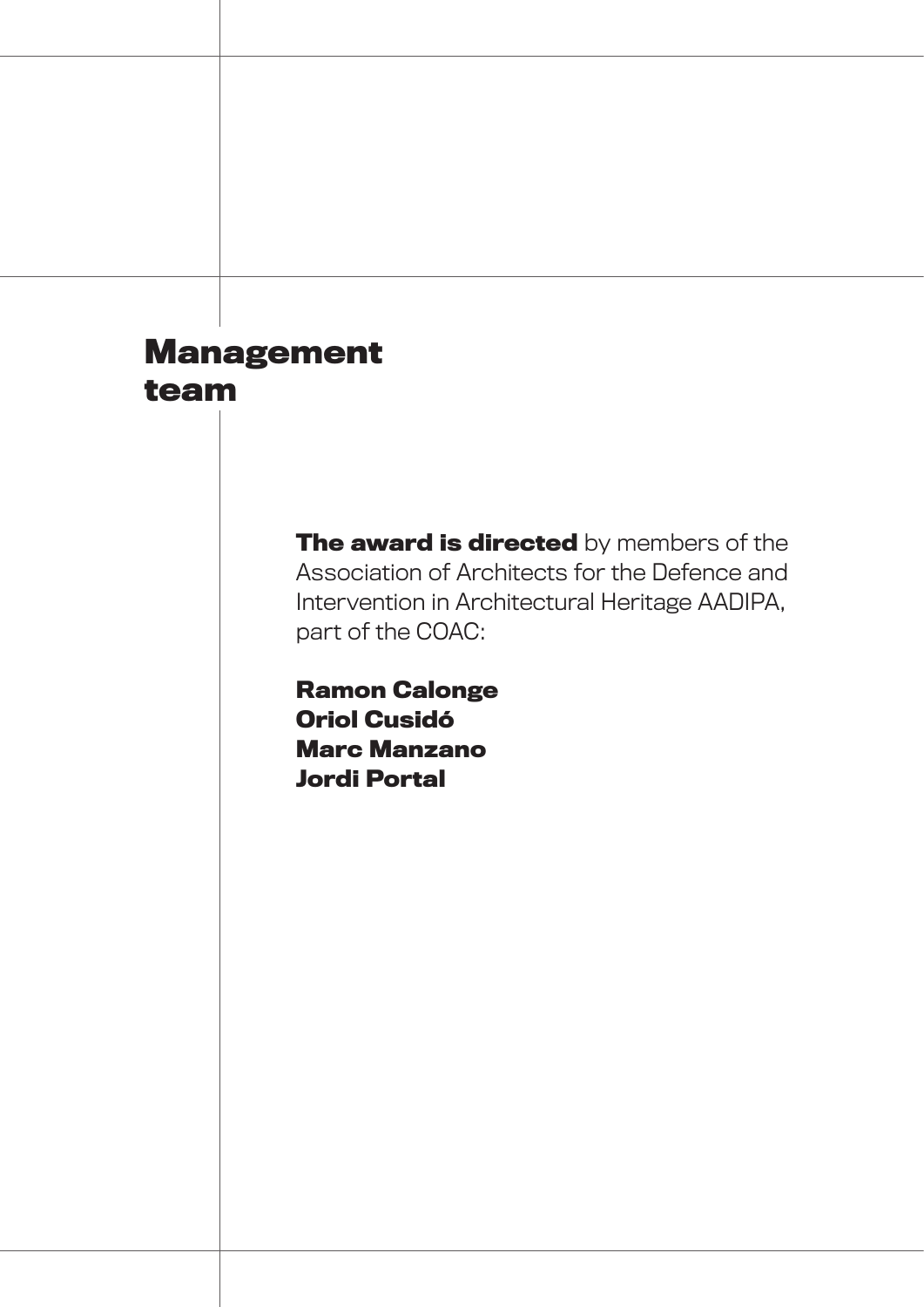# Management team

**The award is directed** by members of the Association of Architects for the Defence and Intervention in Architectural Heritage AADIPA, part of the COAC:

**Ramon Calonge**
**Oriol Cusidó**
**Marc Manzano**
**Jordi Portal**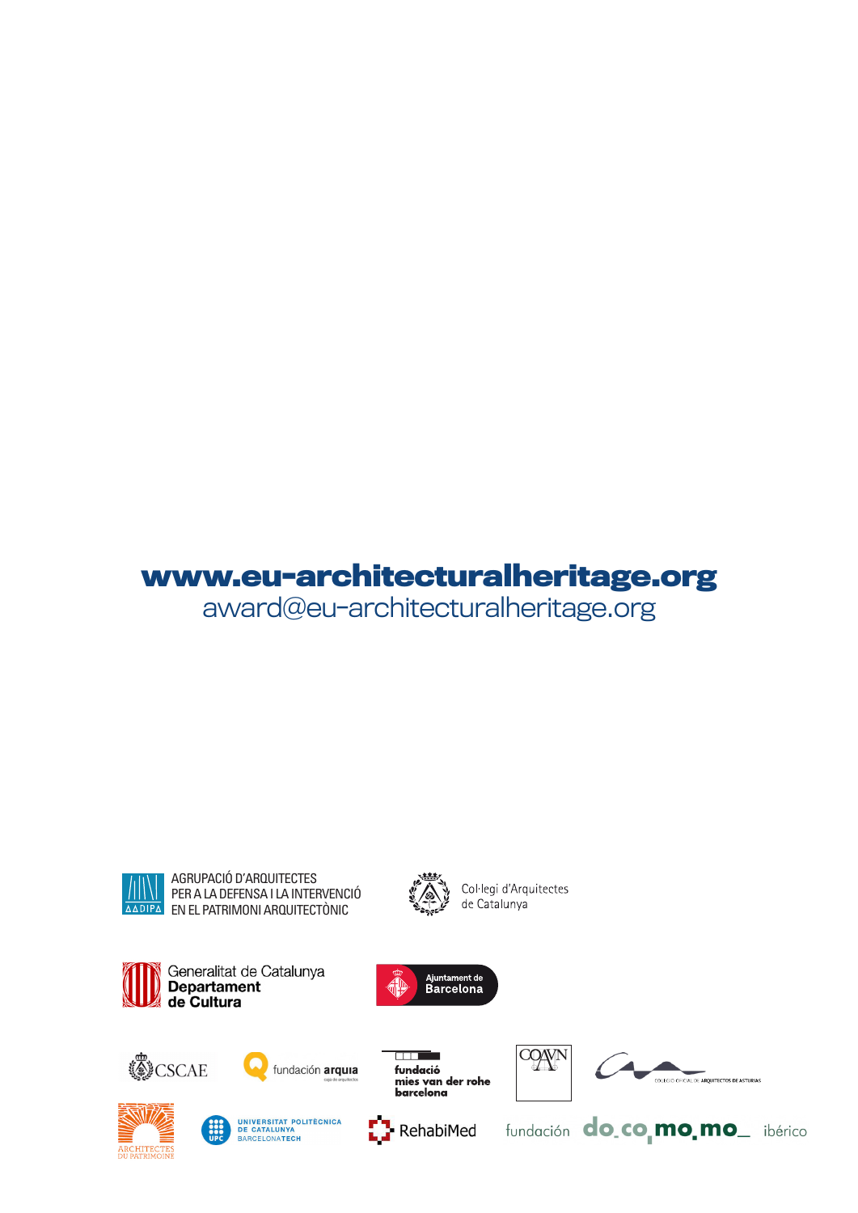**www.eu-architecturalheritage.org**

award@eu-architecturalheritage.org

AADIPA

AGRUPACIÓ D'ARQUITECTES PER A LA DEFENSA I LA INTERVENCIÓ EN EL PATRIMONI ARQUITECTÒNIC

Col·legi d'Arquitectes de Catalunya

Generalitat de Catalunya
**Departament de Cultura**

Ajuntament de Barcelona

CSCAE

fundación **arquia**

**fundació mies van der rohe barcelona**

COAVN

COLEGIO OFICIAL DE ARQUITECTOS DE ASTURIAS

ARCHITECTES DU PATRIMOINE

UNIVERSITAT POLITÈCNICA DE CATALUNYA BARCELONATECH

RehabiMed

fundación do_co_mo_mo_ ibérico